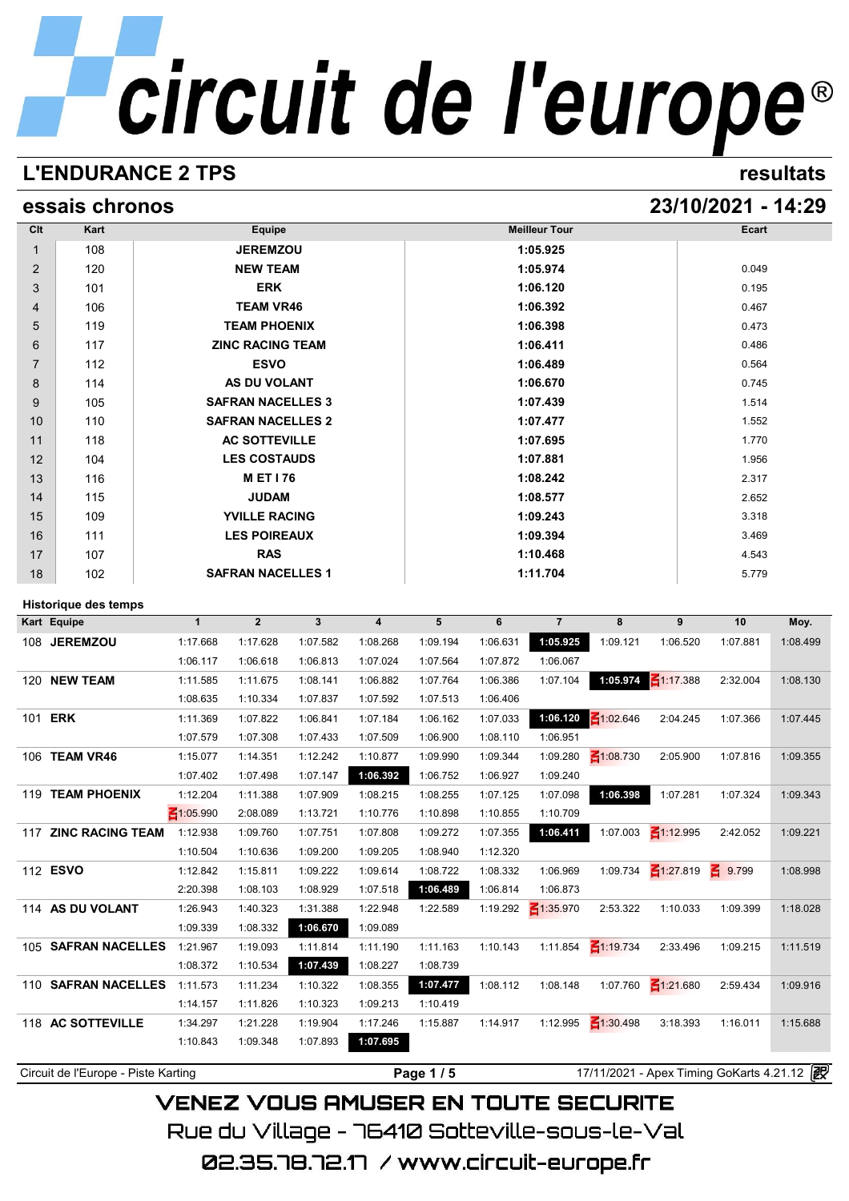# circuit de l'europe®

## L'ENDURANCE 2 TPS — resultats

## essais chronos — 23/10/2021 - 14:29

| Clt | Kart | Equipe | Meilleur Tour | Ecart |
|---|---|---|---|---|
| 1 | 108 | JEREMZOU | 1:05.925 | |
| 2 | 120 | NEW TEAM | 1:05.974 | 0.049 |
| 3 | 101 | ERK | 1:06.120 | 0.195 |
| 4 | 106 | TEAM VR46 | 1:06.392 | 0.467 |
| 5 | 119 | TEAM PHOENIX | 1:06.398 | 0.473 |
| 6 | 117 | ZINC RACING TEAM | 1:06.411 | 0.486 |
| 7 | 112 | ESVO | 1:06.489 | 0.564 |
| 8 | 114 | AS DU VOLANT | 1:06.670 | 0.745 |
| 9 | 105 | SAFRAN NACELLES 3 | 1:07.439 | 1.514 |
| 10 | 110 | SAFRAN NACELLES 2 | 1:07.477 | 1.552 |
| 11 | 118 | AC SOTTEVILLE | 1:07.695 | 1.770 |
| 12 | 104 | LES COSTAUDS | 1:07.881 | 1.956 |
| 13 | 116 | M ET I 76 | 1:08.242 | 2.317 |
| 14 | 115 | JUDAM | 1:08.577 | 2.652 |
| 15 | 109 | YVILLE RACING | 1:09.243 | 3.318 |
| 16 | 111 | LES POIREAUX | 1:09.394 | 3.469 |
| 17 | 107 | RAS | 1:10.468 | 4.543 |
| 18 | 102 | SAFRAN NACELLES 1 | 1:11.704 | 5.779 |

### Historique des temps

| Kart | Equipe | 1 | 2 | 3 | 4 | 5 | 6 | 7 | 8 | 9 | 10 | Moy. |
|---|---|---|---|---|---|---|---|---|---|---|---|---|
| 108 | JEREMZOU | 1:17.668 | 1:17.628 | 1:07.582 | 1:08.268 | 1:09.194 | 1:06.631 | **1:05.925** | 1:09.121 | 1:06.520 | 1:07.881 | 1:08.499 |
| | | 1:06.117 | 1:06.618 | 1:06.813 | 1:07.024 | 1:07.564 | 1:07.872 | 1:06.067 | | | | |
| 120 | NEW TEAM | 1:11.585 | 1:11.675 | 1:08.141 | 1:06.882 | 1:07.764 | 1:06.386 | 1:07.104 | **1:05.974** | 1:17.388 | 2:32.004 | 1:08.130 |
| | | 1:08.635 | 1:10.334 | 1:07.837 | 1:07.592 | 1:07.513 | 1:06.406 | | | | | |
| 101 | ERK | 1:11.369 | 1:07.822 | 1:06.841 | 1:07.184 | 1:06.162 | 1:07.033 | **1:06.120** | 1:02.646 | 2:04.245 | 1:07.366 | 1:07.445 |
| | | 1:07.579 | 1:07.308 | 1:07.433 | 1:07.509 | 1:06.900 | 1:08.110 | 1:06.951 | | | | |
| 106 | TEAM VR46 | 1:15.077 | 1:14.351 | 1:12.242 | 1:10.877 | 1:09.990 | 1:09.344 | 1:09.280 | 1:08.730 | 2:05.900 | 1:07.816 | 1:09.355 |
| | | 1:07.402 | 1:07.498 | 1:07.147 | **1:06.392** | 1:06.752 | 1:06.927 | 1:09.240 | | | | |
| 119 | TEAM PHOENIX | 1:12.204 | 1:11.388 | 1:07.909 | 1:08.215 | 1:08.255 | 1:07.125 | 1:07.098 | **1:06.398** | 1:07.281 | 1:07.324 | 1:09.343 |
| | | 1:05.990 | 2:08.089 | 1:13.721 | 1:10.776 | 1:10.898 | 1:10.855 | 1:10.709 | | | | |
| 117 | ZINC RACING TEAM | 1:12.938 | 1:09.760 | 1:07.751 | 1:07.808 | 1:09.272 | 1:07.355 | **1:06.411** | 1:07.003 | 1:12.995 | 2:42.052 | 1:09.221 |
| | | 1:10.504 | 1:10.636 | 1:09.200 | 1:09.205 | 1:08.940 | 1:12.320 | | | | | |
| 112 | ESVO | 1:12.842 | 1:15.811 | 1:09.222 | 1:09.614 | 1:08.722 | 1:08.332 | 1:06.969 | 1:09.734 | 1:27.819 | 9.799 | 1:08.998 |
| | | 2:20.398 | 1:08.103 | 1:08.929 | 1:07.518 | **1:06.489** | 1:06.814 | 1:06.873 | | | | |
| 114 | AS DU VOLANT | 1:26.943 | 1:40.323 | 1:31.388 | 1:22.948 | 1:22.589 | 1:19.292 | 1:35.970 | 2:53.322 | 1:10.033 | 1:09.399 | 1:18.028 |
| | | 1:09.339 | 1:08.332 | **1:06.670** | 1:09.089 | | | | | | | |
| 105 | SAFRAN NACELLES | 1:21.967 | 1:19.093 | 1:11.814 | 1:11.190 | 1:11.163 | 1:10.143 | 1:11.854 | 1:19.734 | 2:33.496 | 1:09.215 | 1:11.519 |
| | | 1:08.372 | 1:10.534 | **1:07.439** | 1:08.227 | 1:08.739 | | | | | | |
| 110 | SAFRAN NACELLES | 1:11.573 | 1:11.234 | 1:10.322 | 1:08.355 | **1:07.477** | 1:08.112 | 1:08.148 | 1:07.760 | 1:21.680 | 2:59.434 | 1:09.916 |
| | | 1:14.157 | 1:11.826 | 1:10.323 | 1:09.213 | 1:10.419 | | | | | | |
| 118 | AC SOTTEVILLE | 1:34.297 | 1:21.228 | 1:19.904 | 1:17.246 | 1:15.887 | 1:14.917 | 1:12.995 | 1:30.498 | 3:18.393 | 1:16.011 | 1:15.688 |
| | | 1:10.843 | 1:09.348 | 1:07.893 | **1:07.695** | | | | | | | |

Circuit de l'Europe - Piste Karting — 17/11/2021 - Apex Timing GoKarts 4.21.12

VENEZ VOUS AMUSER EN TOUTE SECURITE

Rue du Village - 76410 Sotteville-sous-le-Val

02.35.78.72.17 / www.circuit-europe.fr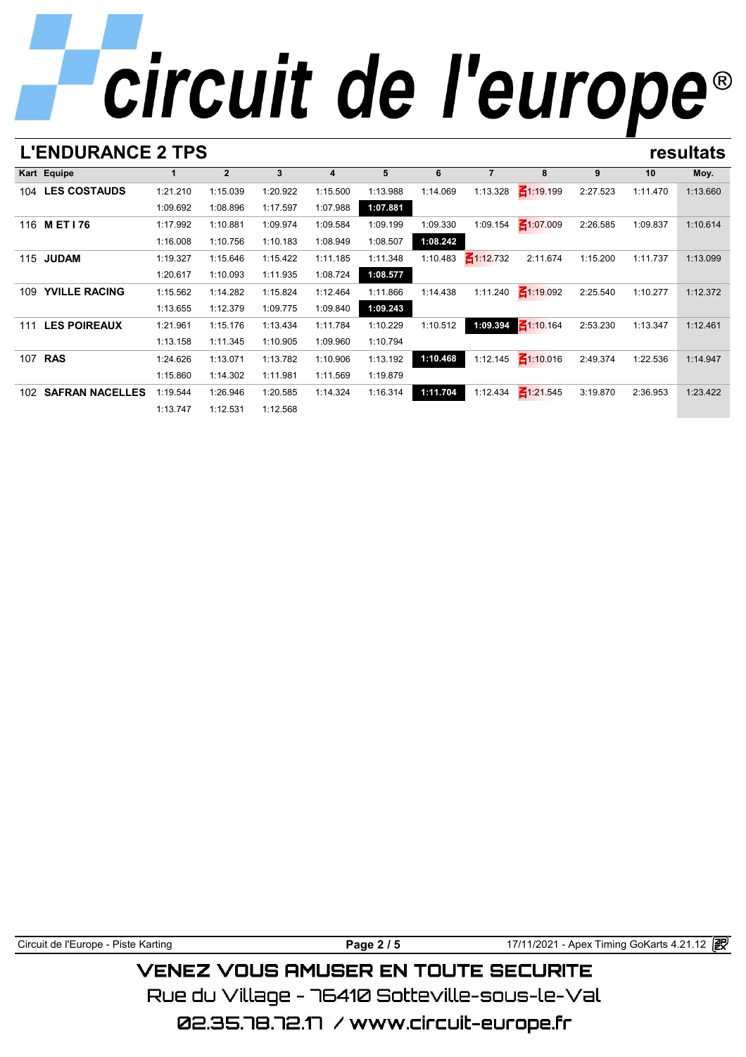# circuit de l'europe®

## L'ENDURANCE 2 TPS

**resultats**

| Kart | Equipe | 1 | 2 | 3 | 4 | 5 | 6 | 7 | 8 | 9 | 10 | Moy. |
|---|---|---|---|---|---|---|---|---|---|---|---|---|
| 104 | **LES COSTAUDS** | 1:21.210 | 1:15.039 | 1:20.922 | 1:15.500 | 1:13.988 | 1:14.069 | 1:13.328 | 1:19.199 | 2:27.523 | 1:11.470 | 1:13.660 |
| | | 1:09.692 | 1:08.896 | 1:17.597 | 1:07.988 | **1:07.881** | | | | | | |
| 116 | **M ET I 76** | 1:17.992 | 1:10.881 | 1:09.974 | 1:09.584 | 1:09.199 | 1:09.330 | 1:09.154 | 1:07.009 | 2:26.585 | 1:09.837 | 1:10.614 |
| | | 1:16.008 | 1:10.756 | 1:10.183 | 1:08.949 | 1:08.507 | **1:08.242** | | | | | |
| 115 | **JUDAM** | 1:19.327 | 1:15.646 | 1:15.422 | 1:11.185 | 1:11.348 | 1:10.483 | 1:12.732 | 2:11.674 | 1:15.200 | 1:11.737 | 1:13.099 |
| | | 1:20.617 | 1:10.093 | 1:11.935 | 1:08.724 | **1:08.577** | | | | | | |
| 109 | **YVILLE RACING** | 1:15.562 | 1:14.282 | 1:15.824 | 1:12.464 | 1:11.866 | 1:14.438 | 1:11.240 | 1:19.092 | 2:25.540 | 1:10.277 | 1:12.372 |
| | | 1:13.655 | 1:12.379 | 1:09.775 | 1:09.840 | **1:09.243** | | | | | | |
| 111 | **LES POIREAUX** | 1:21.961 | 1:15.176 | 1:13.434 | 1:11.784 | 1:10.229 | 1:10.512 | **1:09.394** | 1:10.164 | 2:53.230 | 1:13.347 | 1:12.461 |
| | | 1:13.158 | 1:11.345 | 1:10.905 | 1:09.960 | 1:10.794 | | | | | | |
| 107 | **RAS** | 1:24.626 | 1:13.071 | 1:13.782 | 1:10.906 | 1:13.192 | **1:10.468** | 1:12.145 | 1:10.016 | 2:49.374 | 1:22.536 | 1:14.947 |
| | | 1:15.860 | 1:14.302 | 1:11.981 | 1:11.569 | 1:19.879 | | | | | | |
| 102 | **SAFRAN NACELLES** | 1:19.544 | 1:26.946 | 1:20.585 | 1:14.324 | 1:16.314 | **1:11.704** | 1:12.434 | 1:21.545 | 3:19.870 | 2:36.953 | 1:23.422 |
| | | 1:13.747 | 1:12.531 | 1:12.568 | | | | | | | | |

Circuit de l'Europe - Piste Karting — 17/11/2021 - Apex Timing GoKarts 4.21.12

VENEZ VOUS AMUSER EN TOUTE SECURITE

Rue du Village - 76410 Sotteville-sous-le-Val

02.35.78.72.17 / www.circuit-europe.fr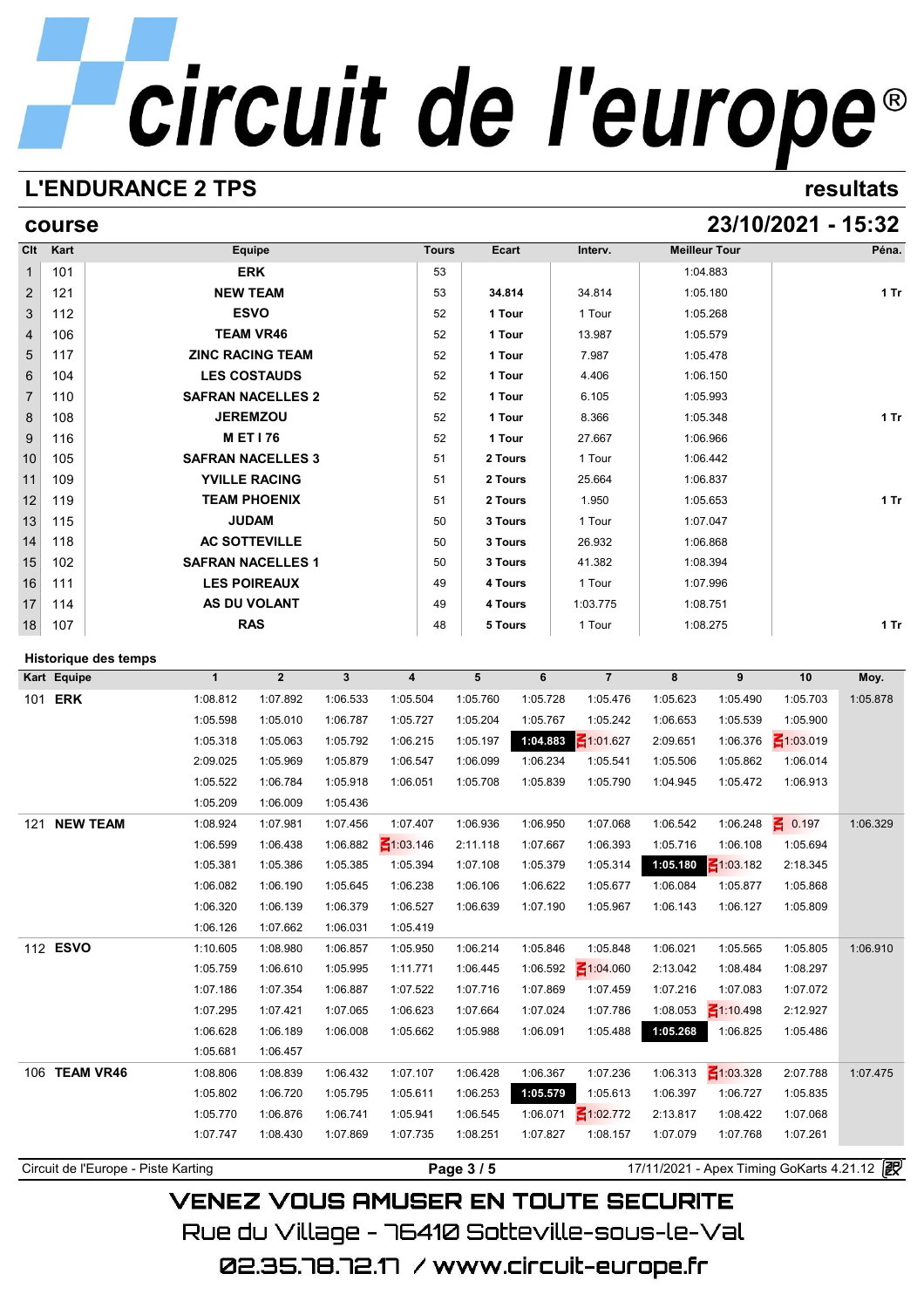# L'ENDURANCE 2 TPS

resultats

## course

23/10/2021 - 15:32

| Clt | Kart | Equipe | Tours | Ecart | Interv. | Meilleur Tour | Péna. |
|---|---|---|---|---|---|---|---|
| 1 | 101 | ERK | 53 | | | 1:04.883 | |
| 2 | 121 | NEW TEAM | 53 | 34.814 | 34.814 | 1:05.180 | 1 Tr |
| 3 | 112 | ESVO | 52 | 1 Tour | 1 Tour | 1:05.268 | |
| 4 | 106 | TEAM VR46 | 52 | 1 Tour | 13.987 | 1:05.579 | |
| 5 | 117 | ZINC RACING TEAM | 52 | 1 Tour | 7.987 | 1:05.478 | |
| 6 | 104 | LES COSTAUDS | 52 | 1 Tour | 4.406 | 1:06.150 | |
| 7 | 110 | SAFRAN NACELLES 2 | 52 | 1 Tour | 6.105 | 1:05.993 | |
| 8 | 108 | JEREMZOU | 52 | 1 Tour | 8.366 | 1:05.348 | 1 Tr |
| 9 | 116 | M ET I 76 | 52 | 1 Tour | 27.667 | 1:06.966 | |
| 10 | 105 | SAFRAN NACELLES 3 | 51 | 2 Tours | 1 Tour | 1:06.442 | |
| 11 | 109 | YVILLE RACING | 51 | 2 Tours | 25.664 | 1:06.837 | |
| 12 | 119 | TEAM PHOENIX | 51 | 2 Tours | 1.950 | 1:05.653 | 1 Tr |
| 13 | 115 | JUDAM | 50 | 3 Tours | 1 Tour | 1:07.047 | |
| 14 | 118 | AC SOTTEVILLE | 50 | 3 Tours | 26.932 | 1:06.868 | |
| 15 | 102 | SAFRAN NACELLES 1 | 50 | 3 Tours | 41.382 | 1:08.394 | |
| 16 | 111 | LES POIREAUX | 49 | 4 Tours | 1 Tour | 1:07.996 | |
| 17 | 114 | AS DU VOLANT | 49 | 4 Tours | 1:03.775 | 1:08.751 | |
| 18 | 107 | RAS | 48 | 5 Tours | 1 Tour | 1:08.275 | 1 Tr |

### Historique des temps

| Kart Equipe | 1 | 2 | 3 | 4 | 5 | 6 | 7 | 8 | 9 | 10 | Moy. |
|---|---|---|---|---|---|---|---|---|---|---|---|
| 101 ERK | 1:08.812 | 1:07.892 | 1:06.533 | 1:05.504 | 1:05.760 | 1:05.728 | 1:05.476 | 1:05.623 | 1:05.490 | 1:05.703 | 1:05.878 |
| | 1:05.598 | 1:05.010 | 1:06.787 | 1:05.727 | 1:05.204 | 1:05.767 | 1:05.242 | 1:06.653 | 1:05.539 | 1:05.900 | |
| | 1:05.318 | 1:05.063 | 1:05.792 | 1:06.215 | 1:05.197 | **1:04.883** | 1:01.627 | 2:09.651 | 1:06.376 | 1:03.019 | |
| | 2:09.025 | 1:05.969 | 1:05.879 | 1:06.547 | 1:06.099 | 1:06.234 | 1:05.541 | 1:05.506 | 1:05.862 | 1:06.014 | |
| | 1:05.522 | 1:06.784 | 1:05.918 | 1:06.051 | 1:05.708 | 1:05.839 | 1:05.790 | 1:04.945 | 1:05.472 | 1:06.913 | |
| | 1:05.209 | 1:06.009 | 1:05.436 | | | | | | | | |
| 121 NEW TEAM | 1:08.924 | 1:07.981 | 1:07.456 | 1:07.407 | 1:06.936 | 1:06.950 | 1:07.068 | 1:06.542 | 1:06.248 | 0.197 | 1:06.329 |
| | 1:06.599 | 1:06.438 | 1:06.882 | 1:03.146 | 2:11.118 | 1:07.667 | 1:06.393 | 1:05.716 | 1:06.108 | 1:05.694 | |
| | 1:05.381 | 1:05.386 | 1:05.385 | 1:05.394 | 1:07.108 | 1:05.379 | 1:05.314 | **1:05.180** | 1:03.182 | 2:18.345 | |
| | 1:06.082 | 1:06.190 | 1:05.645 | 1:06.238 | 1:06.106 | 1:06.622 | 1:05.677 | 1:06.084 | 1:05.877 | 1:05.868 | |
| | 1:06.320 | 1:06.139 | 1:06.379 | 1:06.527 | 1:06.639 | 1:07.190 | 1:05.967 | 1:06.143 | 1:06.127 | 1:05.809 | |
| | 1:06.126 | 1:07.662 | 1:06.031 | 1:05.419 | | | | | | | |
| 112 ESVO | 1:10.605 | 1:08.980 | 1:06.857 | 1:05.950 | 1:06.214 | 1:05.846 | 1:05.848 | 1:06.021 | 1:05.565 | 1:05.805 | 1:06.910 |
| | 1:05.759 | 1:06.610 | 1:05.995 | 1:11.771 | 1:06.445 | 1:06.592 | 1:04.060 | 2:13.042 | 1:08.484 | 1:08.297 | |
| | 1:07.186 | 1:07.354 | 1:06.887 | 1:07.522 | 1:07.716 | 1:07.869 | 1:07.459 | 1:07.216 | 1:07.083 | 1:07.072 | |
| | 1:07.295 | 1:07.421 | 1:07.065 | 1:06.623 | 1:07.664 | 1:07.024 | 1:07.786 | 1:08.053 | 1:10.498 | 2:12.927 | |
| | 1:06.628 | 1:06.189 | 1:06.008 | 1:05.662 | 1:05.988 | 1:06.091 | 1:05.488 | **1:05.268** | 1:06.825 | 1:05.486 | |
| | 1:05.681 | 1:06.457 | | | | | | | | | |
| 106 TEAM VR46 | 1:08.806 | 1:08.839 | 1:06.432 | 1:07.107 | 1:06.428 | 1:06.367 | 1:07.236 | 1:06.313 | 1:03.328 | 2:07.788 | 1:07.475 |
| | 1:05.802 | 1:06.720 | 1:05.795 | 1:05.611 | 1:06.253 | **1:05.579** | 1:05.613 | 1:06.397 | 1:06.727 | 1:05.835 | |
| | 1:05.770 | 1:06.876 | 1:06.741 | 1:05.941 | 1:06.545 | 1:06.071 | 1:02.772 | 2:13.817 | 1:08.422 | 1:07.068 | |
| | 1:07.747 | 1:08.430 | 1:07.869 | 1:07.735 | 1:08.251 | 1:07.827 | 1:08.157 | 1:07.079 | 1:07.768 | 1:07.261 | |

Circuit de l'Europe - Piste Karting — 17/11/2021 - Apex Timing GoKarts 4.21.12

VENEZ VOUS AMUSER EN TOUTE SECURITE

Rue du Village - 76410 Sotteville-sous-le-Val

02.35.78.72.17 / www.circuit-europe.fr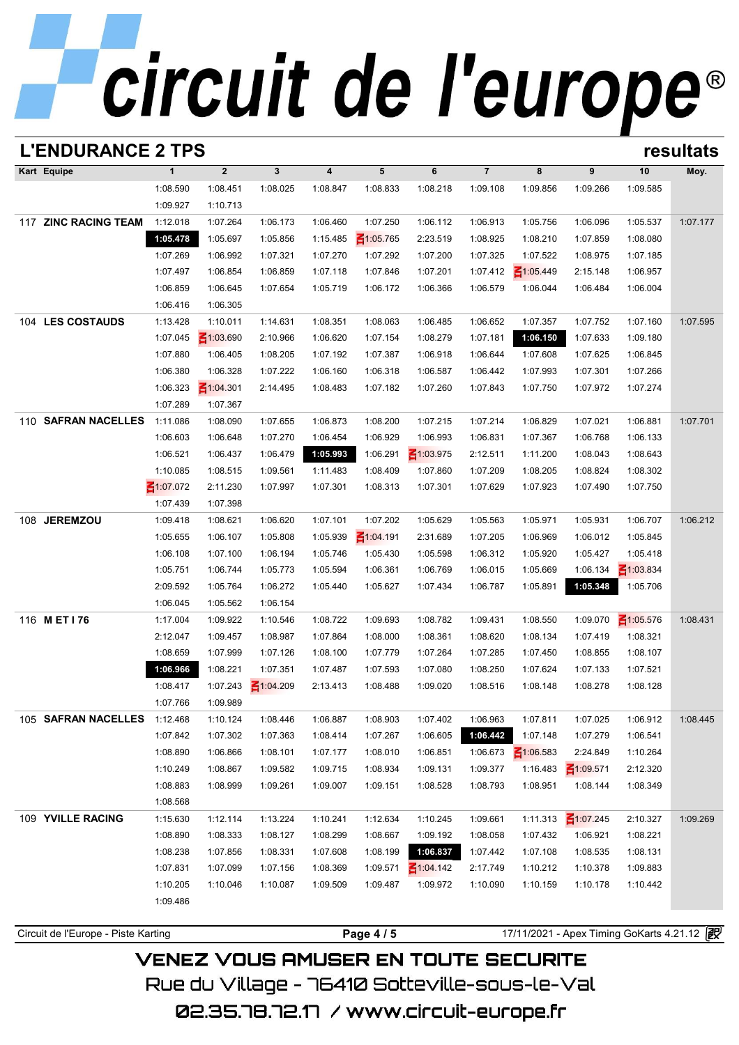# circuit de l'europe®

## L'ENDURANCE 2 TPS

resultats

| Kart | Equipe | 1 | 2 | 3 | 4 | 5 | 6 | 7 | 8 | 9 | 10 | Moy. |
|---|---|---|---|---|---|---|---|---|---|---|---|---|
| | | 1:08.590 | 1:08.451 | 1:08.025 | 1:08.847 | 1:08.833 | 1:08.218 | 1:09.108 | 1:09.856 | 1:09.266 | 1:09.585 | |
| | | 1:09.927 | 1:10.713 | | | | | | | | | |
| 117 | ZINC RACING TEAM | 1:12.018 | 1:07.264 | 1:06.173 | 1:06.460 | 1:07.250 | 1:06.112 | 1:06.913 | 1:05.756 | 1:06.096 | 1:05.537 | 1:07.177 |
| | | **1:05.478** | 1:05.697 | 1:05.856 | 1:15.485 | 1:05.765 | 2:23.519 | 1:08.925 | 1:08.210 | 1:07.859 | 1:08.080 | |
| | | 1:07.269 | 1:06.992 | 1:07.321 | 1:07.270 | 1:07.292 | 1:07.200 | 1:07.325 | 1:07.522 | 1:08.975 | 1:07.185 | |
| | | 1:07.497 | 1:06.854 | 1:06.859 | 1:07.118 | 1:07.846 | 1:07.201 | 1:07.412 | 1:05.449 | 2:15.148 | 1:06.957 | |
| | | 1:06.859 | 1:06.645 | 1:07.654 | 1:05.719 | 1:06.172 | 1:06.366 | 1:06.579 | 1:06.044 | 1:06.484 | 1:06.004 | |
| | | 1:06.416 | 1:06.305 | | | | | | | | | |
| 104 | LES COSTAUDS | 1:13.428 | 1:10.011 | 1:14.631 | 1:08.351 | 1:08.063 | 1:06.485 | 1:06.652 | 1:07.357 | 1:07.752 | 1:07.160 | 1:07.595 |
| | | 1:07.045 | 1:03.690 | 2:10.966 | 1:06.620 | 1:07.154 | 1:08.279 | 1:07.181 | **1:06.150** | 1:07.633 | 1:09.180 | |
| | | 1:07.880 | 1:06.405 | 1:08.205 | 1:07.192 | 1:07.387 | 1:06.918 | 1:06.644 | 1:07.608 | 1:07.625 | 1:06.845 | |
| | | 1:06.380 | 1:06.328 | 1:07.222 | 1:06.160 | 1:06.318 | 1:06.587 | 1:06.442 | 1:07.993 | 1:07.301 | 1:07.266 | |
| | | 1:06.323 | 1:04.301 | 2:14.495 | 1:08.483 | 1:07.182 | 1:07.260 | 1:07.843 | 1:07.750 | 1:07.972 | 1:07.274 | |
| | | 1:07.289 | 1:07.367 | | | | | | | | | |
| 110 | SAFRAN NACELLES | 1:11.086 | 1:08.090 | 1:07.655 | 1:06.873 | 1:08.200 | 1:07.215 | 1:07.214 | 1:06.829 | 1:07.021 | 1:06.881 | 1:07.701 |
| | | 1:06.603 | 1:06.648 | 1:07.270 | 1:06.454 | 1:06.929 | 1:06.993 | 1:06.831 | 1:07.367 | 1:06.768 | 1:06.133 | |
| | | 1:06.521 | 1:06.437 | 1:06.479 | **1:05.993** | 1:06.291 | 1:03.975 | 2:12.511 | 1:11.200 | 1:08.043 | 1:08.643 | |
| | | 1:10.085 | 1:08.515 | 1:09.561 | 1:11.483 | 1:08.409 | 1:07.860 | 1:07.209 | 1:08.205 | 1:08.824 | 1:08.302 | |
| | | 1:07.072 | 2:11.230 | 1:07.997 | 1:07.301 | 1:08.313 | 1:07.301 | 1:07.629 | 1:07.923 | 1:07.490 | 1:07.750 | |
| | | 1:07.439 | 1:07.398 | | | | | | | | | |
| 108 | JEREMZOU | 1:09.418 | 1:08.621 | 1:06.620 | 1:07.101 | 1:07.202 | 1:05.629 | 1:05.563 | 1:05.971 | 1:05.931 | 1:06.707 | 1:06.212 |
| | | 1:05.655 | 1:06.107 | 1:05.808 | 1:05.939 | 1:04.191 | 2:31.689 | 1:07.205 | 1:06.969 | 1:06.012 | 1:05.845 | |
| | | 1:06.108 | 1:07.100 | 1:06.194 | 1:05.746 | 1:05.430 | 1:05.598 | 1:06.312 | 1:05.920 | 1:05.427 | 1:05.418 | |
| | | 1:05.751 | 1:06.744 | 1:05.773 | 1:05.594 | 1:06.361 | 1:06.769 | 1:06.015 | 1:05.669 | 1:06.134 | 1:03.834 | |
| | | 2:09.592 | 1:05.764 | 1:06.272 | 1:05.440 | 1:05.627 | 1:07.434 | 1:06.787 | 1:05.891 | **1:05.348** | 1:05.706 | |
| | | 1:06.045 | 1:05.562 | 1:06.154 | | | | | | | | |
| 116 | M ET I 76 | 1:17.004 | 1:09.922 | 1:10.546 | 1:08.722 | 1:09.693 | 1:08.782 | 1:09.431 | 1:08.550 | 1:09.070 | 1:05.576 | 1:08.431 |
| | | 2:12.047 | 1:09.457 | 1:08.987 | 1:07.864 | 1:08.000 | 1:08.361 | 1:08.620 | 1:08.134 | 1:07.419 | 1:08.321 | |
| | | 1:08.659 | 1:07.999 | 1:07.126 | 1:08.100 | 1:07.779 | 1:07.264 | 1:07.285 | 1:07.450 | 1:08.855 | 1:08.107 | |
| | | **1:06.966** | 1:08.221 | 1:07.351 | 1:07.487 | 1:07.593 | 1:07.080 | 1:08.250 | 1:07.624 | 1:07.133 | 1:07.521 | |
| | | 1:08.417 | 1:07.243 | 1:04.209 | 2:13.413 | 1:08.488 | 1:09.020 | 1:08.516 | 1:08.148 | 1:08.278 | 1:08.128 | |
| | | 1:07.766 | 1:09.989 | | | | | | | | | |
| 105 | SAFRAN NACELLES | 1:12.468 | 1:10.124 | 1:08.446 | 1:06.887 | 1:08.903 | 1:07.402 | 1:06.963 | 1:07.811 | 1:07.025 | 1:06.912 | 1:08.445 |
| | | 1:07.842 | 1:07.302 | 1:07.363 | 1:08.414 | 1:07.267 | 1:06.605 | **1:06.442** | 1:07.148 | 1:07.279 | 1:06.541 | |
| | | 1:08.890 | 1:06.866 | 1:08.101 | 1:07.177 | 1:08.010 | 1:06.851 | 1:06.673 | 1:06.583 | 2:24.849 | 1:10.264 | |
| | | 1:10.249 | 1:08.867 | 1:09.582 | 1:09.715 | 1:08.934 | 1:09.131 | 1:09.377 | 1:16.483 | 1:09.571 | 2:12.320 | |
| | | 1:08.883 | 1:08.999 | 1:09.261 | 1:09.007 | 1:09.151 | 1:08.528 | 1:08.793 | 1:08.951 | 1:08.144 | 1:08.349 | |
| | | 1:08.568 | | | | | | | | | | |
| 109 | YVILLE RACING | 1:15.630 | 1:12.114 | 1:13.224 | 1:10.241 | 1:12.634 | 1:10.245 | 1:09.661 | 1:11.313 | 1:07.245 | 2:10.327 | 1:09.269 |
| | | 1:08.890 | 1:08.333 | 1:08.127 | 1:08.299 | 1:08.667 | 1:09.192 | 1:08.058 | 1:07.432 | 1:06.921 | 1:08.221 | |
| | | 1:08.238 | 1:07.856 | 1:08.331 | 1:07.608 | 1:08.199 | **1:06.837** | 1:07.442 | 1:07.108 | 1:08.535 | 1:08.131 | |
| | | 1:07.831 | 1:07.099 | 1:07.156 | 1:08.369 | 1:09.571 | 1:04.142 | 2:17.749 | 1:10.212 | 1:10.378 | 1:09.883 | |
| | | 1:10.205 | 1:10.046 | 1:10.087 | 1:09.509 | 1:09.487 | 1:09.972 | 1:10.090 | 1:10.159 | 1:10.178 | 1:10.442 | |
| | | 1:09.486 | | | | | | | | | | |

Circuit de l'Europe - Piste Karting — 17/11/2021 - Apex Timing GoKarts 4.21.12

VENEZ VOUS AMUSER EN TOUTE SECURITE

Rue du Village - 76410 Sotteville-sous-le-Val

02.35.78.72.17 / www.circuit-europe.fr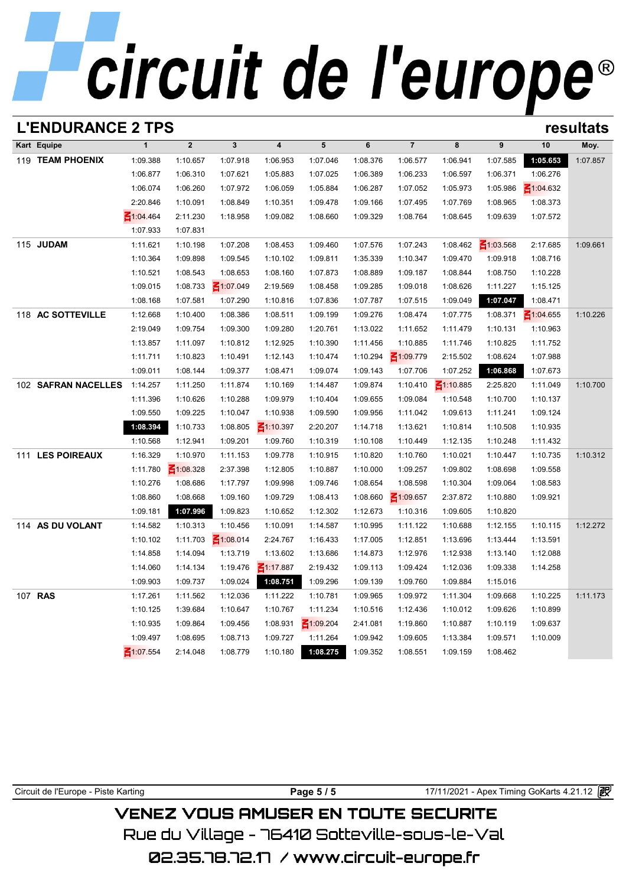# circuit de l'europe®

## L'ENDURANCE 2 TPS

**resultats**

| Kart | Equipe | 1 | 2 | 3 | 4 | 5 | 6 | 7 | 8 | 9 | 10 | Moy. |
|---|---|---|---|---|---|---|---|---|---|---|---|---|
| 119 | **TEAM PHOENIX** | 1:09.388 | 1:10.657 | 1:07.918 | 1:06.953 | 1:07.046 | 1:08.376 | 1:06.577 | 1:06.941 | 1:07.585 | **1:05.653** | 1:07.857 |
| | | 1:06.877 | 1:06.310 | 1:07.621 | 1:05.883 | 1:07.025 | 1:06.389 | 1:06.233 | 1:06.597 | 1:06.371 | 1:06.276 | |
| | | 1:06.074 | 1:06.260 | 1:07.972 | 1:06.059 | 1:05.884 | 1:06.287 | 1:07.052 | 1:05.973 | 1:05.986 | 1:04.632 | |
| | | 2:20.846 | 1:10.091 | 1:08.849 | 1:10.351 | 1:09.478 | 1:09.166 | 1:07.495 | 1:07.769 | 1:08.965 | 1:08.373 | |
| | | 1:04.464 | 2:11.230 | 1:18.958 | 1:09.082 | 1:08.660 | 1:09.329 | 1:08.764 | 1:08.645 | 1:09.639 | 1:07.572 | |
| | | 1:07.933 | 1:07.831 | | | | | | | | | |
| 115 | **JUDAM** | 1:11.621 | 1:10.198 | 1:07.208 | 1:08.453 | 1:09.460 | 1:07.576 | 1:07.243 | 1:08.462 | 1:03.568 | 2:17.685 | 1:09.661 |
| | | 1:10.364 | 1:09.898 | 1:09.545 | 1:10.102 | 1:09.811 | 1:35.339 | 1:10.347 | 1:09.470 | 1:09.918 | 1:08.716 | |
| | | 1:10.521 | 1:08.543 | 1:08.653 | 1:08.160 | 1:07.873 | 1:08.889 | 1:09.187 | 1:08.844 | 1:08.750 | 1:10.228 | |
| | | 1:09.015 | 1:08.733 | 1:07.049 | 2:19.569 | 1:08.458 | 1:09.285 | 1:09.018 | 1:08.626 | 1:11.227 | 1:15.125 | |
| | | 1:08.168 | 1:07.581 | 1:07.290 | 1:10.816 | 1:07.836 | 1:07.787 | 1:07.515 | 1:09.049 | **1:07.047** | 1:08.471 | |
| 118 | **AC SOTTEVILLE** | 1:12.668 | 1:10.400 | 1:08.386 | 1:08.511 | 1:09.199 | 1:09.276 | 1:08.474 | 1:07.775 | 1:08.371 | 1:04.655 | 1:10.226 |
| | | 2:19.049 | 1:09.754 | 1:09.300 | 1:09.280 | 1:20.761 | 1:13.022 | 1:11.652 | 1:11.479 | 1:10.131 | 1:10.963 | |
| | | 1:13.857 | 1:11.097 | 1:10.812 | 1:12.925 | 1:10.390 | 1:11.456 | 1:10.885 | 1:11.746 | 1:10.825 | 1:11.752 | |
| | | 1:11.711 | 1:10.823 | 1:10.491 | 1:12.143 | 1:10.474 | 1:10.294 | 1:09.779 | 2:15.502 | 1:08.624 | 1:07.988 | |
| | | 1:09.011 | 1:08.144 | 1:09.377 | 1:08.471 | 1:09.074 | 1:09.143 | 1:07.706 | 1:07.252 | **1:06.868** | 1:07.673 | |
| 102 | **SAFRAN NACELLES** | 1:14.257 | 1:11.250 | 1:11.874 | 1:10.169 | 1:14.487 | 1:09.874 | 1:10.410 | 1:10.885 | 2:25.820 | 1:11.049 | 1:10.700 |
| | | 1:11.396 | 1:10.626 | 1:10.288 | 1:09.979 | 1:10.404 | 1:09.655 | 1:09.084 | 1:10.548 | 1:10.700 | 1:10.137 | |
| | | 1:09.550 | 1:09.225 | 1:10.047 | 1:10.938 | 1:09.590 | 1:09.956 | 1:11.042 | 1:09.613 | 1:11.241 | 1:09.124 | |
| | | **1:08.394** | 1:10.733 | 1:08.805 | 1:10.397 | 2:20.207 | 1:14.718 | 1:13.621 | 1:10.814 | 1:10.508 | 1:10.935 | |
| | | 1:10.568 | 1:12.941 | 1:09.201 | 1:09.760 | 1:10.319 | 1:10.108 | 1:10.449 | 1:12.135 | 1:10.248 | 1:11.432 | |
| 111 | **LES POIREAUX** | 1:16.329 | 1:10.970 | 1:11.153 | 1:09.778 | 1:10.915 | 1:10.820 | 1:10.760 | 1:10.021 | 1:10.447 | 1:10.735 | 1:10.312 |
| | | 1:11.780 | 1:08.328 | 2:37.398 | 1:12.805 | 1:10.887 | 1:10.000 | 1:09.257 | 1:09.802 | 1:08.698 | 1:09.558 | |
| | | 1:10.276 | 1:08.686 | 1:17.797 | 1:09.998 | 1:09.746 | 1:08.654 | 1:08.598 | 1:10.304 | 1:09.064 | 1:08.583 | |
| | | 1:08.860 | 1:08.668 | 1:09.160 | 1:09.729 | 1:08.413 | 1:08.660 | 1:09.657 | 2:37.872 | 1:10.880 | 1:09.921 | |
| | | 1:09.181 | **1:07.996** | 1:09.823 | 1:10.652 | 1:12.302 | 1:12.673 | 1:10.316 | 1:09.605 | 1:10.820 | | |
| 114 | **AS DU VOLANT** | 1:14.582 | 1:10.313 | 1:10.456 | 1:10.091 | 1:14.587 | 1:10.995 | 1:11.122 | 1:10.688 | 1:12.155 | 1:10.115 | 1:12.272 |
| | | 1:10.102 | 1:11.703 | 1:08.014 | 2:24.767 | 1:16.433 | 1:17.005 | 1:12.851 | 1:13.696 | 1:13.444 | 1:13.591 | |
| | | 1:14.858 | 1:14.094 | 1:13.719 | 1:13.602 | 1:13.686 | 1:14.873 | 1:12.976 | 1:12.938 | 1:13.140 | 1:12.088 | |
| | | 1:14.060 | 1:14.134 | 1:19.476 | 1:17.887 | 2:19.432 | 1:09.113 | 1:09.424 | 1:12.036 | 1:09.338 | 1:14.258 | |
| | | 1:09.903 | 1:09.737 | 1:09.024 | **1:08.751** | 1:09.296 | 1:09.139 | 1:09.760 | 1:09.884 | 1:15.016 | | |
| 107 | **RAS** | 1:17.261 | 1:11.562 | 1:12.036 | 1:11.222 | 1:10.781 | 1:09.965 | 1:09.972 | 1:11.304 | 1:09.668 | 1:10.225 | 1:11.173 |
| | | 1:10.125 | 1:39.684 | 1:10.647 | 1:10.767 | 1:11.234 | 1:10.516 | 1:12.436 | 1:10.012 | 1:09.626 | 1:10.899 | |
| | | 1:10.935 | 1:09.864 | 1:09.456 | 1:08.931 | 1:09.204 | 2:41.081 | 1:19.860 | 1:10.887 | 1:10.119 | 1:09.637 | |
| | | 1:09.497 | 1:08.695 | 1:08.713 | 1:09.727 | 1:11.264 | 1:09.942 | 1:09.605 | 1:13.384 | 1:09.571 | 1:10.009 | |
| | | 1:07.554 | 2:14.048 | 1:08.779 | 1:10.180 | **1:08.275** | 1:09.352 | 1:08.551 | 1:09.159 | 1:08.462 | | |

Circuit de l'Europe - Piste Karting | 17/11/2021 - Apex Timing GoKarts 4.21.12

VENEZ VOUS AMUSER EN TOUTE SECURITE

Rue du Village - 76410 Sotteville-sous-le-Val

02.35.78.72.17 / www.circuit-europe.fr